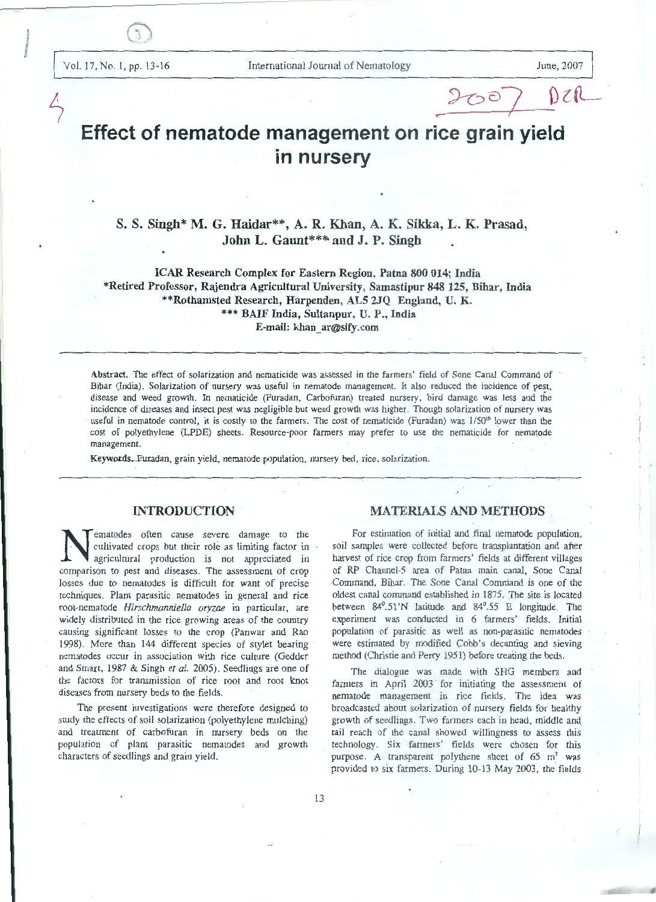# Effect of nematode management on rice grain yield in nursery

**S. S. Singh\* M. G. Haidar\*\*, A. R. Khan, A. K. Sikka, L. K. Prasad, John L. Gaunt\*\*\* and J. P. Singh**

**ICAR Research Complex for Eastern Region, Patna 800 014; India**
**\*Retired Professor, Rajendra Agricultural University, Samastipur 848 125, Bihar, India**
**\*\*Rothamsted Research, Harpenden, AL5 2JQ England, U. K.**
**\*\*\* BAIF India, Sultanpur, U. P., India**
**E-mail: khan_ar@sify.com**

**Abstract.** The effect of solarization and nematicide was assessed in the farmers' field of Sone Canal Command of Bihar (India). Solarization of nursery was useful in nematode management. It also reduced the incidence of pest, disease and weed growth. In nematicide (Furadan, Carbofuran) treated nursery, bird damage was less and the incidence of diseases and insect pest was negligible but weed growth was higher. Though solarization of nursery was useful in nematode control, it is costly to the farmers. The cost of nematicide (Furadan) was 1/50th lower than the cost of polyethylene (LPDE) sheets. Resource-poor farmers may prefer to use the nematicide for nematode management.

**Keywords.** Furadan, grain yield, nematode population, nursery bed, rice, solarization.

## INTRODUCTION

Nematodes often cause severe damage to the cultivated crops but their role as limiting factor in agricultural production is not appreciated in comparison to pest and diseases. The assessment of crop losses due to nematodes is difficult for want of precise techniques. Plant parasitic nematodes in general and rice root-nematode *Hirschmanniella oryzae* in particular, are widely distributed in the rice growing areas of the country causing significant losses to the crop (Panwar and Rao 1998). More than 144 different species of stylet bearing nematodes occur in association with rice culture (Gedder and Smart, 1987 & Singh *et al.* 2005). Seedlings are one of the factors for transmission of rice root and root knot diseases from nursery beds to the fields.

The present investigations were therefore designed to study the effects of soil solarization (polyethylene mulching) and treatment of carbofuran in nursery beds on the population of plant parasitic nematodes and growth characters of seedlings and grain yield.

## MATERIALS AND METHODS

For estimation of initial and final nematode population, soil samples were collected before transplantation and after harvest of rice crop from farmers' fields at different villages of RP Channel-5 area of Patna main canal, Sone Canal Command, Bihar. The Sone Canal Command is one of the oldest canal command established in 1875. The site is located between 84°.51'N latitude and 84°.55 E longitude. The experiment was conducted in 6 farmers' fields. Initial population of parasitic as well as non-parasitic nematodes were estimated by modified Cobb's decanting and sieving method (Christie and Perry 1951) before treating the beds.

The dialogue was made with SHG members and farmers in April 2003 for initiating the assessment of nematode management in rice fields. The idea was broadcasted about solarization of nursery fields for healthy growth of seedlings. Two farmers each in head, middle and tail reach of the canal showed willingness to assess this technology. Six farmers' fields were chosen for this purpose. A transparent polythene sheet of 65 $m^2$ was provided to six farmers. During 10-13 May 2003, the fields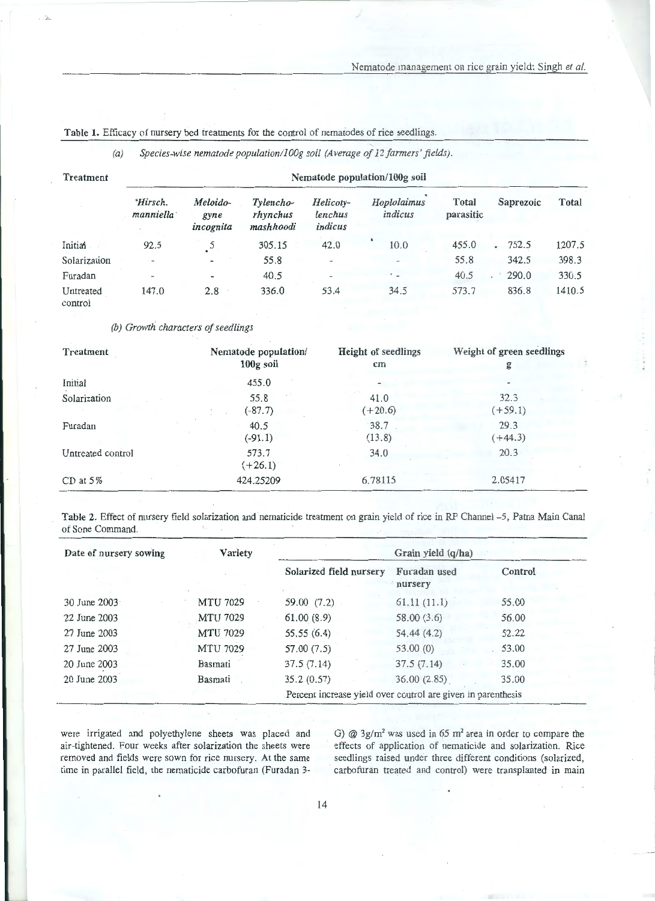**Table 1.** Efficacy of nursery bed treatments for the control of nematodes of rice seedlings.

*(a) Species-wise nematode population/100g soil (Average of 12 farmers' fields).*

| Treatment | Nematode population/100g soil | | | | | | | |
|---|---|---|---|---|---|---|---|---|
| | *Hirsch. manniella* | *Meloidogyne incognita* | *Tylenchorhynchus mashhoodi* | *Helicotylenchus indicus* | *Hoplolaimus indicus* | Total parasitic | Saprozoic | Total |
| Initial | 92.5 | 5 | 305.15 | 42.0 | 10.0 | 455.0 | 752.5 | 1207.5 |
| Solarization | - | - | 55.8 | - | - | 55.8 | 342.5 | 398.3 |
| Furadan | - | - | 40.5 | - | - | 40.5 | 290.0 | 330.5 |
| Untreated control | 147.0 | 2.8 | 336.0 | 53.4 | 34.5 | 573.7 | 836.8 | 1410.5 |

*(b) Growth characters of seedlings*

| Treatment | Nematode population/ 100g soil | Height of seedlings cm | Weight of green seedlings g |
|---|---|---|---|
| Initial | 455.0 | - | - |
| Solarization | 55.8 (-87.7) | 41.0 (+20.6) | 32.3 (+59.1) |
| Furadan | 40.5 (-91.1) | 38.7 (13.8) | 29.3 (+44.3) |
| Untreated control | 573.7 (+26.1) | 34.0 | 20.3 |
| CD at 5% | 424.25209 | 6.78115 | 2.05417 |

**Table 2.** Effect of nursery field solarization and nematicide treatment on grain yield of rice in RP Channel -5, Patna Main Canal of Sone Command.

| Date of nursery sowing | Variety | Grain yield (q/ha) | | |
|---|---|---|---|---|
| | | Solarized field nursery | Furadan used nursery | Control |
| 30 June 2003 | MTU 7029 | 59.00 (7.2) | 61.11 (11.1) | 55.00 |
| 22 June 2003 | MTU 7029 | 61.00 (8.9) | 58.00 (3.6) | 56.00 |
| 27 June 2003 | MTU 7029 | 55.55 (6.4) | 54.44 (4.2) | 52.22 |
| 27 June 2003 | MTU 7029 | 57.00 (7.5) | 53.00 (0) | 53.00 |
| 20 June 2003 | Basmati | 37.5 (7.14) | 37.5 (7.14) | 35.00 |
| 20 June 2003 | Basmati | 35.2 (0.57) | 36.00 (2.85) | 35.00 |
| | | Percent increase yield over control are given in parenthesis | | |

were irrigated and polyethylene sheets was placed and air-tightened. Four weeks after solarization the sheets were removed and fields were sown for rice nursery. At the same time in parallel field, the nematicide carbofuran (Furadan 3-G) @ $3g/m^2$ was used in 65 $m^2$ area in order to compare the effects of application of nematicide and solarization. Rice seedlings raised under three different conditions (solarized, carbofuran treated and control) were transplanted in main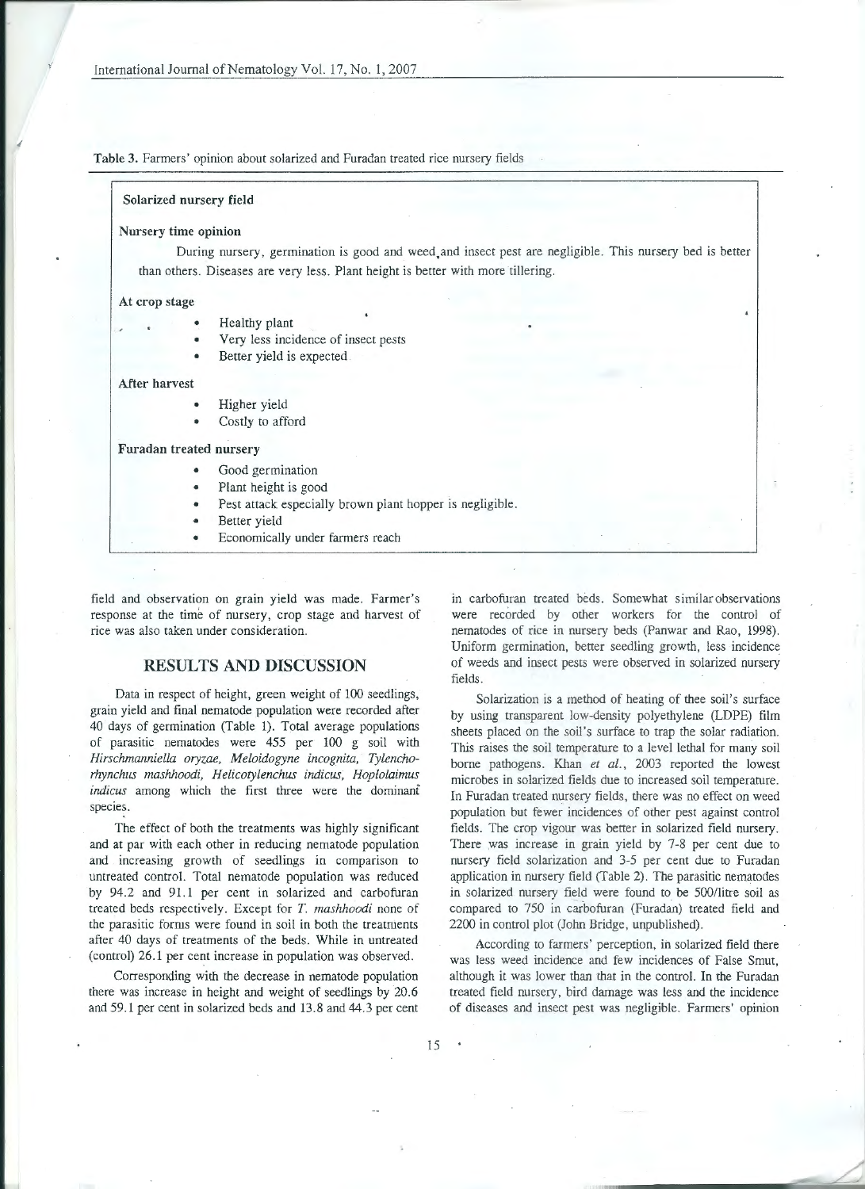**Table 3.** Farmers' opinion about solarized and Furadan treated rice nursery fields

**Solarized nursery field**

**Nursery time opinion**

During nursery, germination is good and weed and insect pest are negligible. This nursery bed is better than others. Diseases are very less. Plant height is better with more tillering.

**At crop stage**

- Healthy plant
- Very less incidence of insect pests
- Better yield is expected

**After harvest**

- Higher yield
- Costly to afford

**Furadan treated nursery**

- Good germination
- Plant height is good
- Pest attack especially brown plant hopper is negligible.
- Better yield
- Economically under farmers reach

field and observation on grain yield was made. Farmer's response at the time of nursery, crop stage and harvest of rice was also taken under consideration.

## RESULTS AND DISCUSSION

Data in respect of height, green weight of 100 seedlings, grain yield and final nematode population were recorded after 40 days of germination (Table 1). Total average populations of parasitic nematodes were 455 per 100 g soil with *Hirschmanniella oryzae, Meloidogyne incognita, Tylenchorhynchus mashhoodi, Helicotylenchus indicus, Hoplolaimus indicus* among which the first three were the dominant species.

The effect of both the treatments was highly significant and at par with each other in reducing nematode population and increasing growth of seedlings in comparison to untreated control. Total nematode population was reduced by 94.2 and 91.1 per cent in solarized and carbofuran treated beds respectively. Except for *T. mashhoodi* none of the parasitic forms were found in soil in both the treatments after 40 days of treatments of the beds. While in untreated (control) 26.1 per cent increase in population was observed.

Corresponding with the decrease in nematode population there was increase in height and weight of seedlings by 20.6 and 59.1 per cent in solarized beds and 13.8 and 44.3 per cent in carbofuran treated beds. Somewhat similar observations were recorded by other workers for the control of nematodes of rice in nursery beds (Panwar and Rao, 1998). Uniform germination, better seedling growth, less incidence of weeds and insect pests were observed in solarized nursery fields.

Solarization is a method of heating of thee soil's surface by using transparent low-density polyethylene (LDPE) film sheets placed on the soil's surface to trap the solar radiation. This raises the soil temperature to a level lethal for many soil borne pathogens. Khan *et al.*, 2003 reported the lowest microbes in solarized fields due to increased soil temperature. In Furadan treated nursery fields, there was no effect on weed population but fewer incidences of other pest against control fields. The crop vigour was better in solarized field nursery. There was increase in grain yield by 7-8 per cent due to nursery field solarization and 3-5 per cent due to Furadan application in nursery field (Table 2). The parasitic nematodes in solarized nursery field were found to be 500/litre soil as compared to 750 in carbofuran (Furadan) treated field and 2200 in control plot (John Bridge, unpublished).

According to farmers' perception, in solarized field there was less weed incidence and few incidences of False Smut, although it was lower than that in the control. In the Furadan treated field nursery, bird damage was less and the incidence of diseases and insect pest was negligible. Farmers' opinion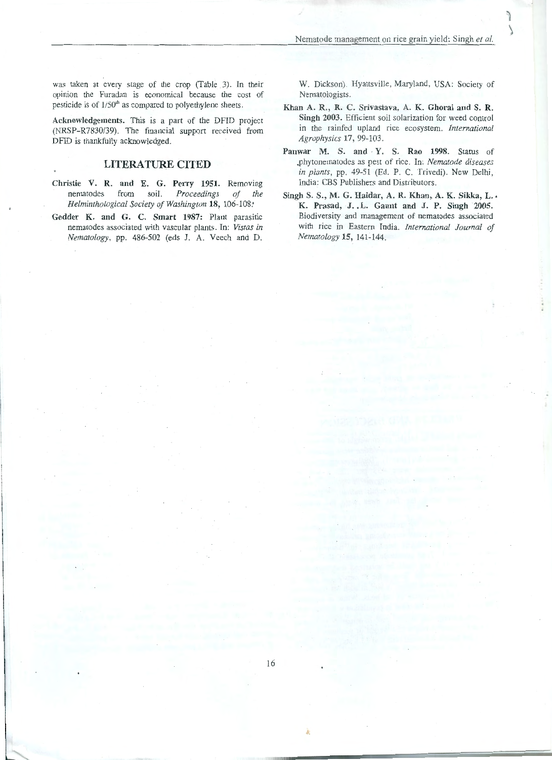was taken at every stage of the crop (Table 3). In their opinion the Furadan is economical because the cost of pesticide is of 1/50th as compared to polyethylene sheets.

**Acknowledgements.** This is a part of the DFID project (NRSP-R7830/39). The financial support received from DFID is thankfully acknowledged.

## LITERATURE CITED

**Christie V. R. and E. G. Perry 1951.** Removing nematodes from soil. *Proceedings of the Helminthological Society of Washington* **18**, 106-108.

**Gedder K. and G. C. Smart 1987:** Plant parasitic nematodes associated with vascular plants. In: *Vistas in Nematology*, pp. 486-502 (eds J. A. Veech and D. W. Dickson). Hyattsville, Maryland, USA: Society of Nematologists.

**Khan A. R., R. C. Srivastava, A. K. Ghorai and S. R. Singh 2003.** Efficient soil solarization for weed control in the rainfed upland rice ecosystem. *International Agrophysics* **17**, 99-103.

**Panwar M. S. and Y. S. Rao 1998.** Status of phytonematodes as pest of rice. In: *Nematode diseases in plants*, pp. 49-51 (Ed. P. C. Trivedi). New Delhi, India: CBS Publishers and Distributors.

**Singh S. S., M. G. Haidar, A. R. Khan, A. K. Sikka, L. K. Prasad, J. L. Gaunt and J. P. Singh 2005.** Biodiversity and management of nematodes associated with rice in Eastern India. *International Journal of Nematology* **15**, 141-144.